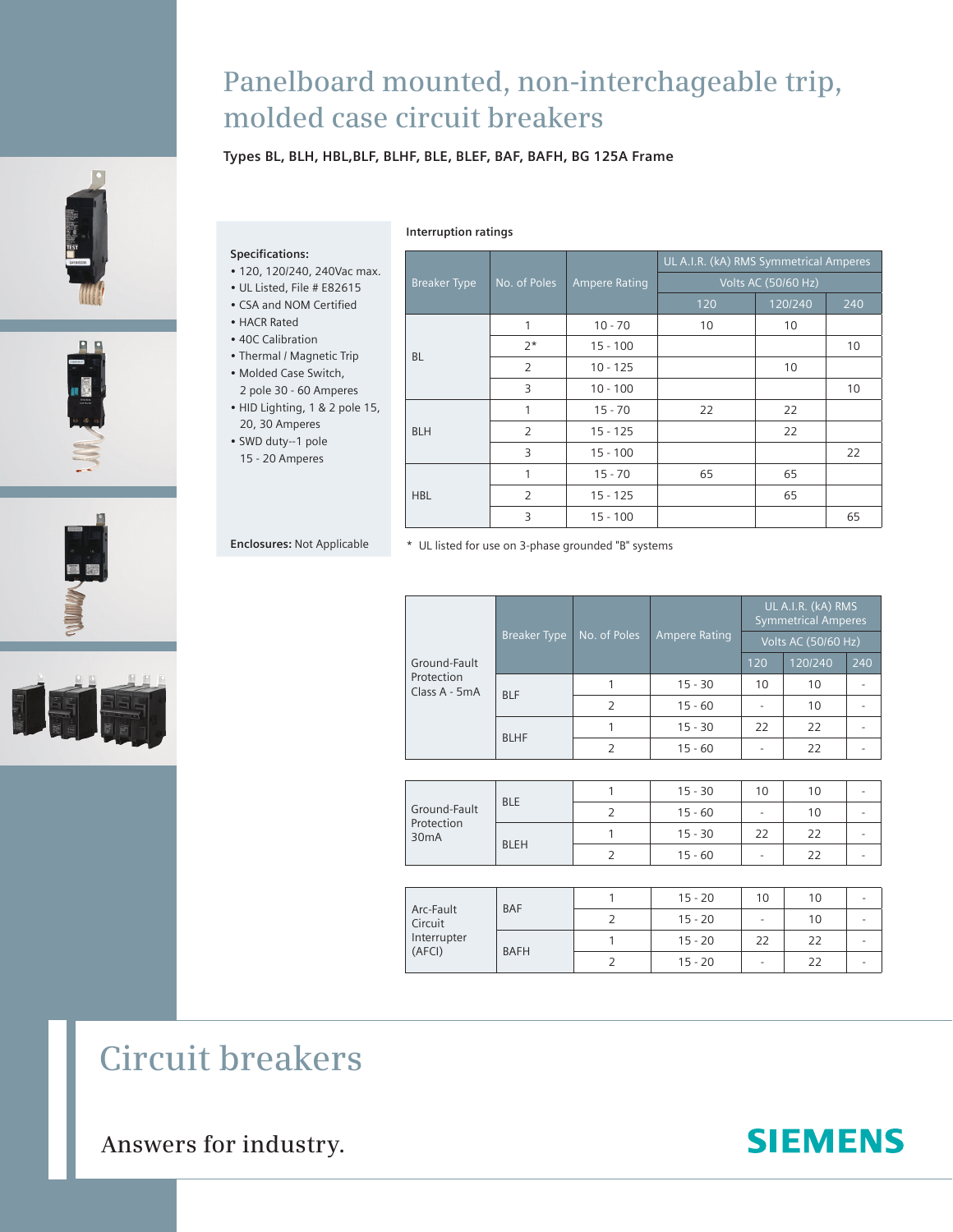# Panelboard mounted, non-interchageable trip, molded case circuit breakers

**Types BL, BLH, HBL,BLF, BLHF, BLE, BLEF, BAF, BAFH, BG 125A Frame**

**Specifications:**

- 120, 120/240, 240Vac max.
- UL Listed, File # E82615
- CSA and NOM Certified
- HACR Rated
- 40C Calibration
- Thermal / Magnetic Trip
- Molded Case Switch, 2 pole 30 - 60 Amperes
- HID Lighting, 1 & 2 pole 15, 20, 30 Amperes
- SWD duty--1 pole 15 - 20 Amperes

**Enclosures:** Not Applicable

**Interruption ratings**

| Breaker Type | No. of Poles | Ampere Rating | UL A.I.R. (kA) RMS Symmetrical Amperes | | |
|---|---|---|---|---|---|
| | | | Volts AC (50/60 Hz) | | |
| | | | 120 | 120/240 | 240 |
| BL | 1 | 10 - 70 | 10 | 10 | |
| | 2* | 15 - 100 | | | 10 |
| | 2 | 10 - 125 | | 10 | |
| | 3 | 10 - 100 | | | 10 |
| BLH | 1 | 15 - 70 | 22 | 22 | |
| | 2 | 15 - 125 | | 22 | |
| | 3 | 15 - 100 | | | 22 |
| HBL | 1 | 15 - 70 | 65 | 65 | |
| | 2 | 15 - 125 | | 65 | |
| | 3 | 15 - 100 | | | 65 |

\* UL listed for use on 3-phase grounded "B" systems

| | Breaker Type | No. of Poles | Ampere Rating | UL A.I.R. (kA) RMS Symmetrical Amperes | | |
|---|---|---|---|---|---|---|
| | | | | Volts AC (50/60 Hz) | | |
| | | | | 120 | 120/240 | 240 |
| Ground-Fault Protection Class A - 5mA | BLF | 1 | 15 - 30 | 10 | 10 | - |
| | | 2 | 15 - 60 | - | 10 | - |
| | BLHF | 1 | 15 - 30 | 22 | 22 | - |
| | | 2 | 15 - 60 | - | 22 | - |
| Ground-Fault Protection 30mA | BLE | 1 | 15 - 30 | 10 | 10 | - |
| | | 2 | 15 - 60 | - | 10 | - |
| | BLEH | 1 | 15 - 30 | 22 | 22 | - |
| | | 2 | 15 - 60 | - | 22 | - |
| Arc-Fault Circuit Interrupter (AFCI) | BAF | 1 | 15 - 20 | 10 | 10 | - |
| | | 2 | 15 - 20 | - | 10 | - |
| | BAFH | 1 | 15 - 20 | 22 | 22 | - |
| | | 2 | 15 - 20 | - | 22 | - |

# Circuit breakers

Answers for industry.

SIEMENS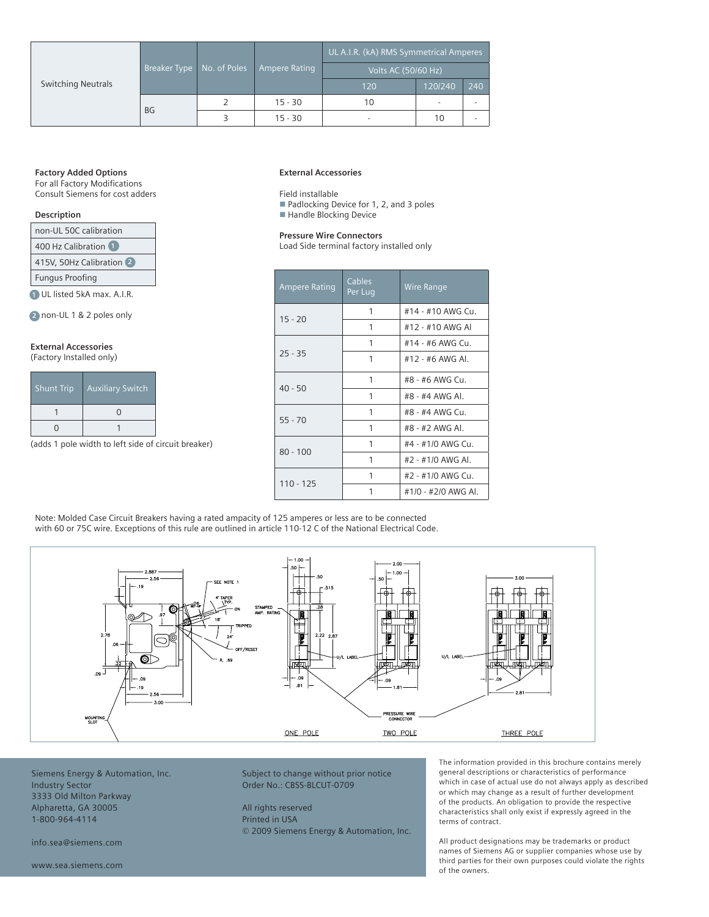| Switching Neutrals | Breaker Type | No. of Poles | Ampere Rating | UL A.I.R. (kA) RMS Symmetrical Amperes | | |
|---|---|---|---|---|---|---|
| | | | | Volts AC (50/60 Hz) | | |
| | | | | 120 | 120/240 | 240 |
| | BG | 2 | 15 - 30 | 10 | - | - |
| | | 3 | 15 - 30 | - | 10 | - |

**Factory Added Options**
For all Factory Modifications
Consult Siemens for cost adders

**Description**

| |
|---|
| non-UL 50C calibration |
| 400 Hz Calibration 1 |
| 415V, 50Hz Calibration 2 |
| Fungus Proofing |

1 UL listed 5kA max. A.I.R.

2 non-UL 1 & 2 poles only

**External Accessories**
(Factory Installed only)

| Shunt Trip | Auxiliary Switch |
|---|---|
| 1 | 0 |
| 0 | 1 |

(adds 1 pole width to left side of circuit breaker)

**External Accessories**

Field installable
- Padlocking Device for 1, 2, and 3 poles
- Handle Blocking Device

**Pressure Wire Connectors**
Load Side terminal factory installed only

| Ampere Rating | Cables Per Lug | Wire Range |
|---|---|---|
| 15 - 20 | 1 | #14 - #10 AWG Cu. |
| | 1 | #12 - #10 AWG Al |
| 25 - 35 | 1 | #14 - #6 AWG Cu. |
| | 1 | #12 - #6 AWG Al. |
| 40 - 50 | 1 | #8 - #6 AWG Cu. |
| | 1 | #8 - #4 AWG Al. |
| 55 - 70 | 1 | #8 - #4 AWG Cu. |
| | 1 | #8 - #2 AWG Al. |
| 80 - 100 | 1 | #4 - #1/0 AWG Cu. |
| | 1 | #2 - #1/0 AWG Al. |
| 110 - 125 | 1 | #2 - #1/0 AWG Cu. |
| | 1 | #1/0 - #2/0 AWG Al. |

Note: Molded Case Circuit Breakers having a rated ampacity of 125 amperes or less are to be connected with 60 or 75C wire. Exceptions of this rule are outlined in article 110-12 C of the National Electrical Code.

2.887
2.56
.19
SEE NOTE 1
4° TAPER TYP.
.06 SET-UP
ON
.97
.27
18°
TRIPPED
24°
OFF/RESET
R. .69
2.78
.06
.22
.09
.09
.19
2.56
3.00
MOUNTING SLOT

1.00
.50
.50
.515
.28
STAMPED AMP. RATING
2.22
2.87
U/L LABEL
.09
.81
ONE POLE

2.00
1.00
.50
.09
1.81
TWO POLE

PRESSURE WIRE CONNECTOR

3.00
U/L LABEL
.09
2.81
THREE POLE

Siemens Energy & Automation, Inc.
Industry Sector
3333 Old Milton Parkway
Alpharetta, GA 30005
1-800-964-4114

info.sea@siemens.com

www.sea.siemens.com

Subject to change without prior notice
Order No.: CBSS-BLCUT-0709

All rights reserved
Printed in USA
© 2009 Siemens Energy & Automation, Inc.

The information provided in this brochure contains merely general descriptions or characteristics of performance which in case of actual use do not always apply as described or which may change as a result of further development of the products. An obligation to provide the respective characteristics shall only exist if expressly agreed in the terms of contract.

All product designations may be trademarks or product names of Siemens AG or supplier companies whose use by third parties for their own purposes could violate the rights of the owners.